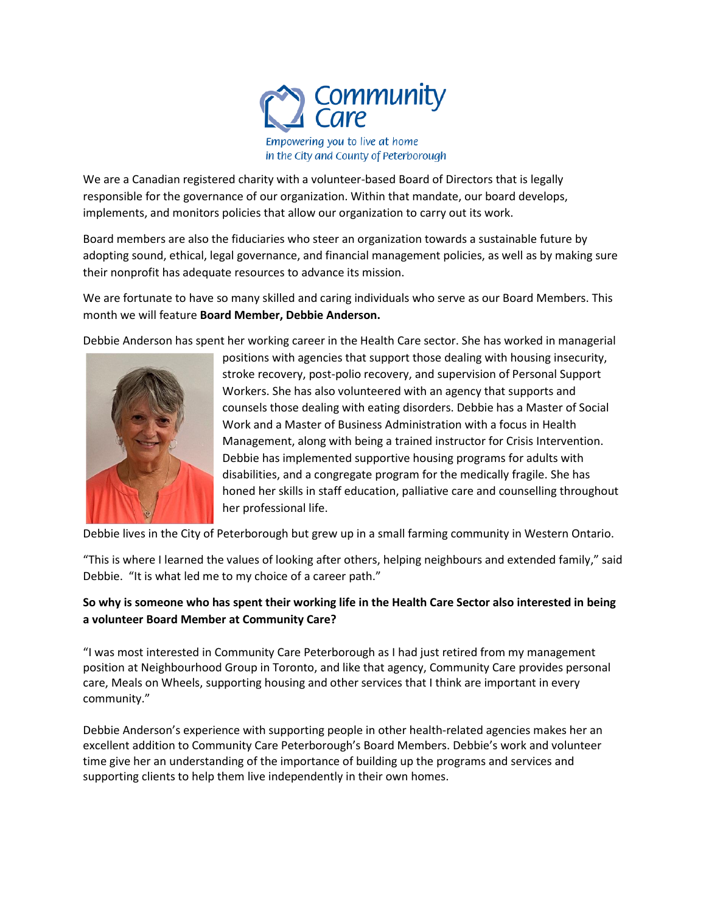Community Care

*Empowering you to live at home in the City and County of Peterborough*

We are a Canadian registered charity with a volunteer-based Board of Directors that is legally responsible for the governance of our organization. Within that mandate, our board develops, implements, and monitors policies that allow our organization to carry out its work.

Board members are also the fiduciaries who steer an organization towards a sustainable future by adopting sound, ethical, legal governance, and financial management policies, as well as by making sure their nonprofit has adequate resources to advance its mission.

We are fortunate to have so many skilled and caring individuals who serve as our Board Members. This month we will feature **Board Member, Debbie Anderson.**

Debbie Anderson has spent her working career in the Health Care sector. She has worked in managerial positions with agencies that support those dealing with housing insecurity, stroke recovery, post-polio recovery, and supervision of Personal Support Workers. She has also volunteered with an agency that supports and counsels those dealing with eating disorders. Debbie has a Master of Social Work and a Master of Business Administration with a focus in Health Management, along with being a trained instructor for Crisis Intervention. Debbie has implemented supportive housing programs for adults with disabilities, and a congregate program for the medically fragile. She has honed her skills in staff education, palliative care and counselling throughout her professional life.

Debbie lives in the City of Peterborough but grew up in a small farming community in Western Ontario.

"This is where I learned the values of looking after others, helping neighbours and extended family," said Debbie. "It is what led me to my choice of a career path."

**So why is someone who has spent their working life in the Health Care Sector also interested in being a volunteer Board Member at Community Care?**

"I was most interested in Community Care Peterborough as I had just retired from my management position at Neighbourhood Group in Toronto, and like that agency, Community Care provides personal care, Meals on Wheels, supporting housing and other services that I think are important in every community."

Debbie Anderson's experience with supporting people in other health-related agencies makes her an excellent addition to Community Care Peterborough's Board Members. Debbie's work and volunteer time give her an understanding of the importance of building up the programs and services and supporting clients to help them live independently in their own homes.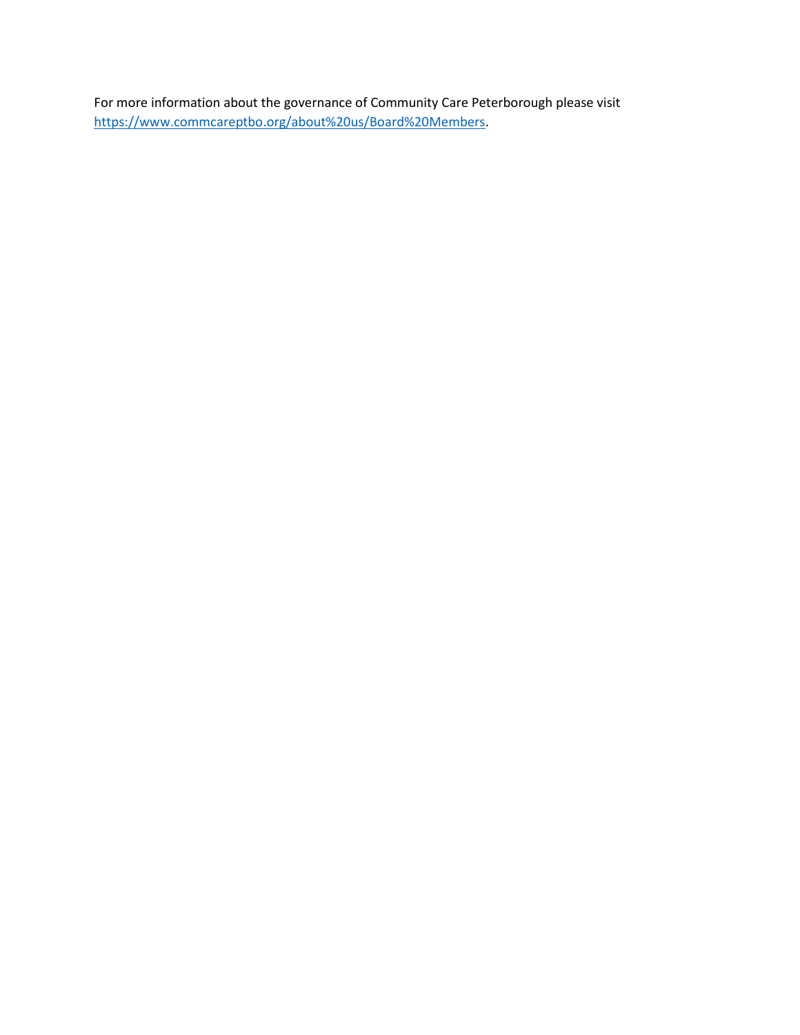For more information about the governance of Community Care Peterborough please visit https://www.commcareptbo.org/about%20us/Board%20Members.